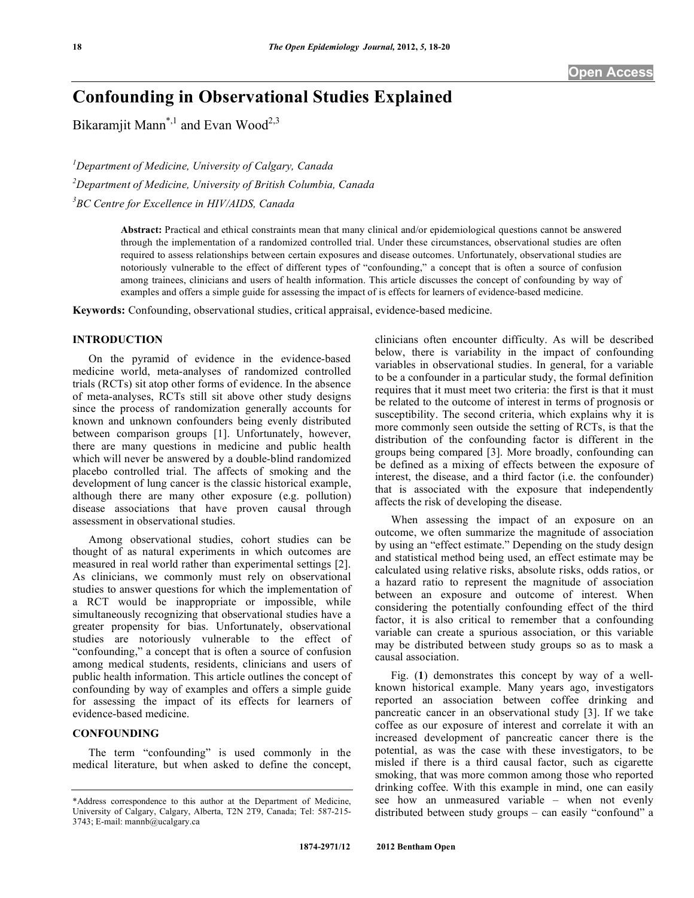# Confounding in Observational Studies Explained

Bikaramjit Mann[*,1] and Evan Wood[2,3]

[1]*Department of Medicine, University of Calgary, Canada*

[2]*Department of Medicine, University of British Columbia, Canada*

[3]*BC Centre for Excellence in HIV/AIDS, Canada*

**Abstract:** Practical and ethical constraints mean that many clinical and/or epidemiological questions cannot be answered through the implementation of a randomized controlled trial. Under these circumstances, observational studies are often required to assess relationships between certain exposures and disease outcomes. Unfortunately, observational studies are notoriously vulnerable to the effect of different types of "confounding," a concept that is often a source of confusion among trainees, clinicians and users of health information. This article discusses the concept of confounding by way of examples and offers a simple guide for assessing the impact of is effects for learners of evidence-based medicine.

**Keywords:** Confounding, observational studies, critical appraisal, evidence-based medicine.

## INTRODUCTION

On the pyramid of evidence in the evidence-based medicine world, meta-analyses of randomized controlled trials (RCTs) sit atop other forms of evidence. In the absence of meta-analyses, RCTs still sit above other study designs since the process of randomization generally accounts for known and unknown confounders being evenly distributed between comparison groups [1]. Unfortunately, however, there are many questions in medicine and public health which will never be answered by a double-blind randomized placebo controlled trial. The affects of smoking and the development of lung cancer is the classic historical example, although there are many other exposure (e.g. pollution) disease associations that have proven causal through assessment in observational studies.

Among observational studies, cohort studies can be thought of as natural experiments in which outcomes are measured in real world rather than experimental settings [2]. As clinicians, we commonly must rely on observational studies to answer questions for which the implementation of a RCT would be inappropriate or impossible, while simultaneously recognizing that observational studies have a greater propensity for bias. Unfortunately, observational studies are notoriously vulnerable to the effect of "confounding," a concept that is often a source of confusion among medical students, residents, clinicians and users of public health information. This article outlines the concept of confounding by way of examples and offers a simple guide for assessing the impact of its effects for learners of evidence-based medicine.

## CONFOUNDING

The term "confounding" is used commonly in the medical literature, but when asked to define the concept, clinicians often encounter difficulty. As will be described below, there is variability in the impact of confounding variables in observational studies. In general, for a variable to be a confounder in a particular study, the formal definition requires that it must meet two criteria: the first is that it must be related to the outcome of interest in terms of prognosis or susceptibility. The second criteria, which explains why it is more commonly seen outside the setting of RCTs, is that the distribution of the confounding factor is different in the groups being compared [3]. More broadly, confounding can be defined as a mixing of effects between the exposure of interest, the disease, and a third factor (i.e. the confounder) that is associated with the exposure that independently affects the risk of developing the disease.

When assessing the impact of an exposure on an outcome, we often summarize the magnitude of association by using an "effect estimate." Depending on the study design and statistical method being used, an effect estimate may be calculated using relative risks, absolute risks, odds ratios, or a hazard ratio to represent the magnitude of association between an exposure and outcome of interest. When considering the potentially confounding effect of the third factor, it is also critical to remember that a confounding variable can create a spurious association, or this variable may be distributed between study groups so as to mask a causal association.

Fig. (**1**) demonstrates this concept by way of a well-known historical example. Many years ago, investigators reported an association between coffee drinking and pancreatic cancer in an observational study [3]. If we take coffee as our exposure of interest and correlate it with an increased development of pancreatic cancer there is the potential, as was the case with these investigators, to be misled if there is a third causal factor, such as cigarette smoking, that was more common among those who reported drinking coffee. With this example in mind, one can easily see how an unmeasured variable – when not evenly distributed between study groups – can easily "confound" a

*Address correspondence to this author at the Department of Medicine, University of Calgary, Calgary, Alberta, T2N 2T9, Canada; Tel: 587-215-3743; E-mail: mannb@ucalgary.ca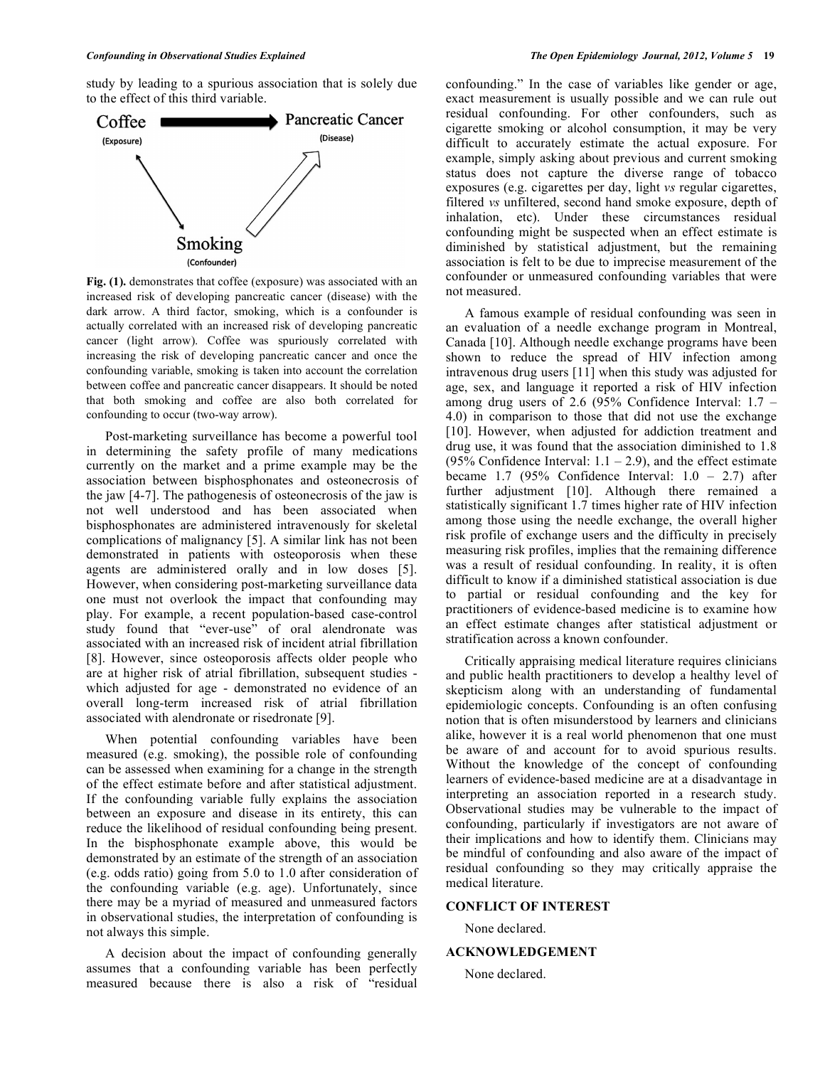study by leading to a spurious association that is solely due to the effect of this third variable.

**Fig. (1).** demonstrates that coffee (exposure) was associated with an increased risk of developing pancreatic cancer (disease) with the dark arrow. A third factor, smoking, which is a confounder is actually correlated with an increased risk of developing pancreatic cancer (light arrow). Coffee was spuriously correlated with increasing the risk of developing pancreatic cancer and once the confounding variable, smoking is taken into account the correlation between coffee and pancreatic cancer disappears. It should be noted that both smoking and coffee are also both correlated for confounding to occur (two-way arrow).

Post-marketing surveillance has become a powerful tool in determining the safety profile of many medications currently on the market and a prime example may be the association between bisphosphonates and osteonecrosis of the jaw [4-7]. The pathogenesis of osteonecrosis of the jaw is not well understood and has been associated when bisphosphonates are administered intravenously for skeletal complications of malignancy [5]. A similar link has not been demonstrated in patients with osteoporosis when these agents are administered orally and in low doses [5]. However, when considering post-marketing surveillance data one must not overlook the impact that confounding may play. For example, a recent population-based case-control study found that "ever-use" of oral alendronate was associated with an increased risk of incident atrial fibrillation [8]. However, since osteoporosis affects older people who are at higher risk of atrial fibrillation, subsequent studies - which adjusted for age - demonstrated no evidence of an overall long-term increased risk of atrial fibrillation associated with alendronate or risedronate [9].

When potential confounding variables have been measured (e.g. smoking), the possible role of confounding can be assessed when examining for a change in the strength of the effect estimate before and after statistical adjustment. If the confounding variable fully explains the association between an exposure and disease in its entirety, this can reduce the likelihood of residual confounding being present. In the bisphosphonate example above, this would be demonstrated by an estimate of the strength of an association (e.g. odds ratio) going from 5.0 to 1.0 after consideration of the confounding variable (e.g. age). Unfortunately, since there may be a myriad of measured and unmeasured factors in observational studies, the interpretation of confounding is not always this simple.

A decision about the impact of confounding generally assumes that a confounding variable has been perfectly measured because there is also a risk of "residual confounding." In the case of variables like gender or age, exact measurement is usually possible and we can rule out residual confounding. For other confounders, such as cigarette smoking or alcohol consumption, it may be very difficult to accurately estimate the actual exposure. For example, simply asking about previous and current smoking status does not capture the diverse range of tobacco exposures (e.g. cigarettes per day, light *vs* regular cigarettes, filtered *vs* unfiltered, second hand smoke exposure, depth of inhalation, etc). Under these circumstances residual confounding might be suspected when an effect estimate is diminished by statistical adjustment, but the remaining association is felt to be due to imprecise measurement of the confounder or unmeasured confounding variables that were not measured.

A famous example of residual confounding was seen in an evaluation of a needle exchange program in Montreal, Canada [10]. Although needle exchange programs have been shown to reduce the spread of HIV infection among intravenous drug users [11] when this study was adjusted for age, sex, and language it reported a risk of HIV infection among drug users of 2.6 (95% Confidence Interval: 1.7 – 4.0) in comparison to those that did not use the exchange [10]. However, when adjusted for addiction treatment and drug use, it was found that the association diminished to 1.8 (95% Confidence Interval: 1.1 – 2.9), and the effect estimate became 1.7 (95% Confidence Interval: 1.0 – 2.7) after further adjustment [10]. Although there remained a statistically significant 1.7 times higher rate of HIV infection among those using the needle exchange, the overall higher risk profile of exchange users and the difficulty in precisely measuring risk profiles, implies that the remaining difference was a result of residual confounding. In reality, it is often difficult to know if a diminished statistical association is due to partial or residual confounding and the key for practitioners of evidence-based medicine is to examine how an effect estimate changes after statistical adjustment or stratification across a known confounder.

Critically appraising medical literature requires clinicians and public health practitioners to develop a healthy level of skepticism along with an understanding of fundamental epidemiologic concepts. Confounding is an often confusing notion that is often misunderstood by learners and clinicians alike, however it is a real world phenomenon that one must be aware of and account for to avoid spurious results. Without the knowledge of the concept of confounding learners of evidence-based medicine are at a disadvantage in interpreting an association reported in a research study. Observational studies may be vulnerable to the impact of confounding, particularly if investigators are not aware of their implications and how to identify them. Clinicians may be mindful of confounding and also aware of the impact of residual confounding so they may critically appraise the medical literature.

## CONFLICT OF INTEREST

None declared.

## ACKNOWLEDGEMENT

None declared.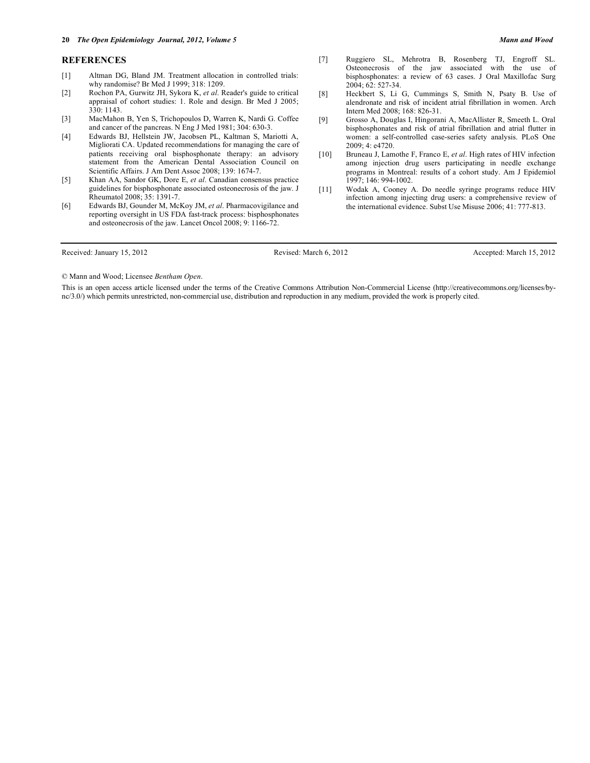## REFERENCES

[1] Altman DG, Bland JM. Treatment allocation in controlled trials: why randomise? Br Med J 1999; 318: 1209.

[2] Rochon PA, Gurwitz JH, Sykora K, *et al*. Reader's guide to critical appraisal of cohort studies: 1. Role and design. Br Med J 2005; 330: 1143.

[3] MacMahon B, Yen S, Trichopoulos D, Warren K, Nardi G. Coffee and cancer of the pancreas. N Eng J Med 1981; 304: 630-3.

[4] Edwards BJ, Hellstein JW, Jacobsen PL, Kaltman S, Mariotti A, Migliorati CA. Updated recommendations for managing the care of patients receiving oral bisphosphonate therapy: an advisory statement from the American Dental Association Council on Scientific Affairs. J Am Dent Assoc 2008; 139: 1674-7.

[5] Khan AA, Sandor GK, Dore E, *et al*. Canadian consensus practice guidelines for bisphosphonate associated osteonecrosis of the jaw. J Rheumatol 2008; 35: 1391-7.

[6] Edwards BJ, Gounder M, McKoy JM, *et al*. Pharmacovigilance and reporting oversight in US FDA fast-track process: bisphosphonates and osteonecrosis of the jaw. Lancet Oncol 2008; 9: 1166-72.

[7] Ruggiero SL, Mehrotra B, Rosenberg TJ, Engroff SL. Osteonecrosis of the jaw associated with the use of bisphosphonates: a review of 63 cases. J Oral Maxillofac Surg 2004; 62: 527-34.

[8] Heckbert S, Li G, Cummings S, Smith N, Psaty B. Use of alendronate and risk of incident atrial fibrillation in women. Arch Intern Med 2008; 168: 826-31.

[9] Grosso A, Douglas I, Hingorani A, MacAllister R, Smeeth L. Oral bisphosphonates and risk of atrial fibrillation and atrial flutter in women: a self-controlled case-series safety analysis. PLoS One 2009; 4: e4720.

[10] Bruneau J, Lamothe F, Franco E, *et al*. High rates of HIV infection among injection drug users participating in needle exchange programs in Montreal: results of a cohort study. Am J Epidemiol 1997; 146: 994-1002.

[11] Wodak A, Cooney A. Do needle syringe programs reduce HIV infection among injecting drug users: a comprehensive review of the international evidence. Subst Use Misuse 2006; 41: 777-813.

Received: January 15, 2012 Revised: March 6, 2012 Accepted: March 15, 2012

© Mann and Wood; Licensee *Bentham Open*.

This is an open access article licensed under the terms of the Creative Commons Attribution Non-Commercial License (http://creativecommons.org/licenses/by-nc/3.0/) which permits unrestricted, non-commercial use, distribution and reproduction in any medium, provided the work is properly cited.